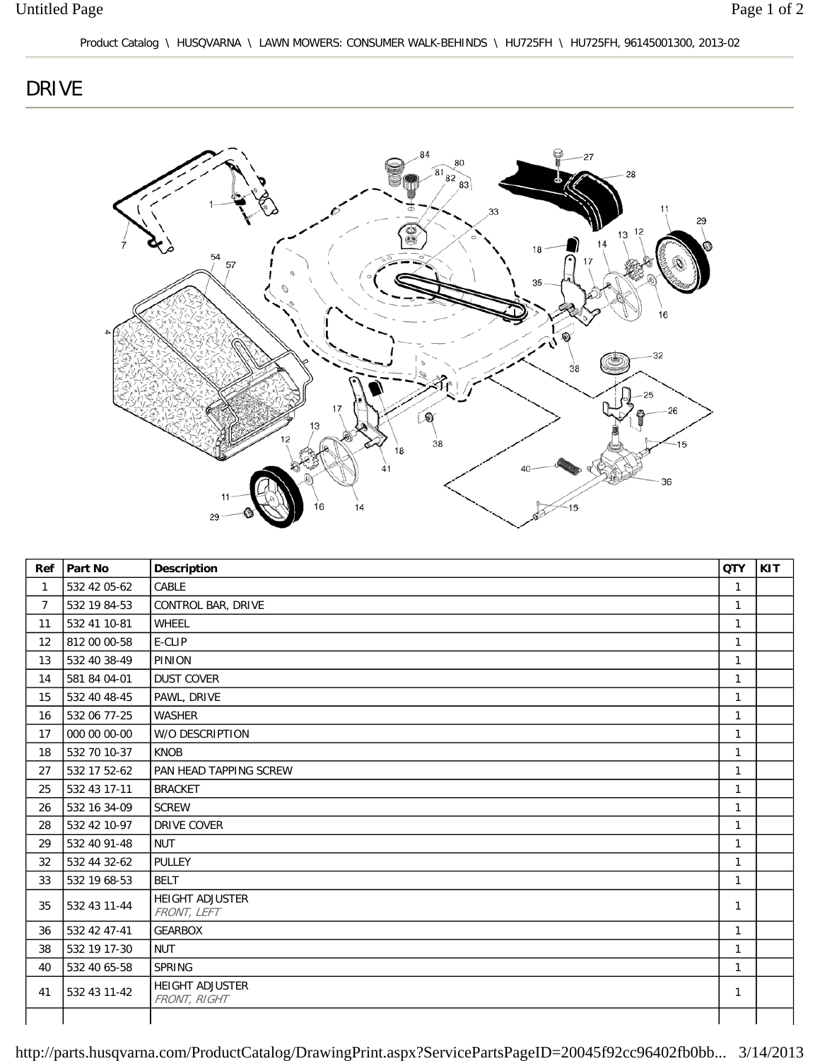Product Catalog \ HUSQVARNA \ LAWN MOWERS: CONSUMER WALK-BEHINDS \ HU725FH \ HU725FH, 96145001300, 2013-02

# DRIVE

| Ref | Part No | Description | QTY | KIT |
|---|---|---|---|---|
| 1 | 532 42 05-62 | CABLE | 1 | |
| 7 | 532 19 84-53 | CONTROL BAR, DRIVE | 1 | |
| 11 | 532 41 10-81 | WHEEL | 1 | |
| 12 | 812 00 00-58 | E-CLIP | 1 | |
| 13 | 532 40 38-49 | PINION | 1 | |
| 14 | 581 84 04-01 | DUST COVER | 1 | |
| 15 | 532 40 48-45 | PAWL, DRIVE | 1 | |
| 16 | 532 06 77-25 | WASHER | 1 | |
| 17 | 000 00 00-00 | W/O DESCRIPTION | 1 | |
| 18 | 532 70 10-37 | KNOB | 1 | |
| 27 | 532 17 52-62 | PAN HEAD TAPPING SCREW | 1 | |
| 25 | 532 43 17-11 | BRACKET | 1 | |
| 26 | 532 16 34-09 | SCREW | 1 | |
| 28 | 532 42 10-97 | DRIVE COVER | 1 | |
| 29 | 532 40 91-48 | NUT | 1 | |
| 32 | 532 44 32-62 | PULLEY | 1 | |
| 33 | 532 19 68-53 | BELT | 1 | |
| 35 | 532 43 11-44 | HEIGHT ADJUSTER *FRONT, LEFT* | 1 | |
| 36 | 532 42 47-41 | GEARBOX | 1 | |
| 38 | 532 19 17-30 | NUT | 1 | |
| 40 | 532 40 65-58 | SPRING | 1 | |
| 41 | 532 43 11-42 | HEIGHT ADJUSTER *FRONT, RIGHT* | 1 | |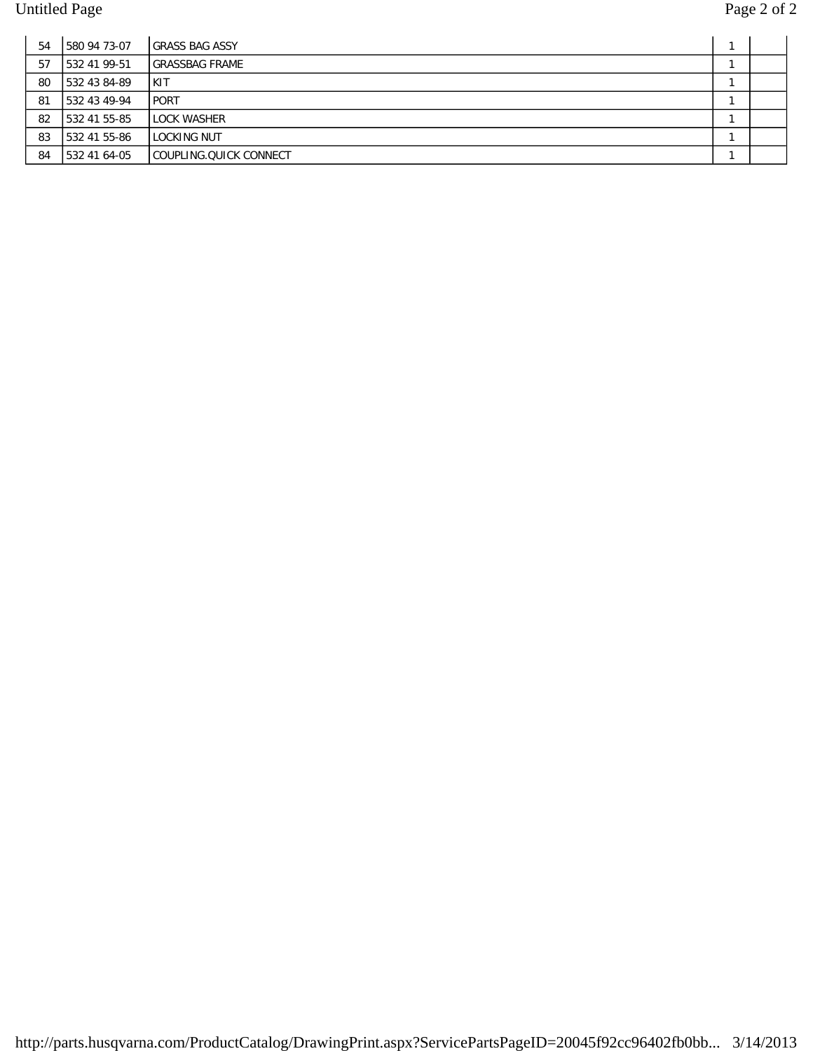| | | | | |
|---|---|---|---|---|
| 54 | 580 94 73-07 | GRASS BAG ASSY | 1 | |
| 57 | 532 41 99-51 | GRASSBAG FRAME | 1 | |
| 80 | 532 43 84-89 | KIT | 1 | |
| 81 | 532 43 49-94 | PORT | 1 | |
| 82 | 532 41 55-85 | LOCK WASHER | 1 | |
| 83 | 532 41 55-86 | LOCKING NUT | 1 | |
| 84 | 532 41 64-05 | COUPLING.QUICK CONNECT | 1 | |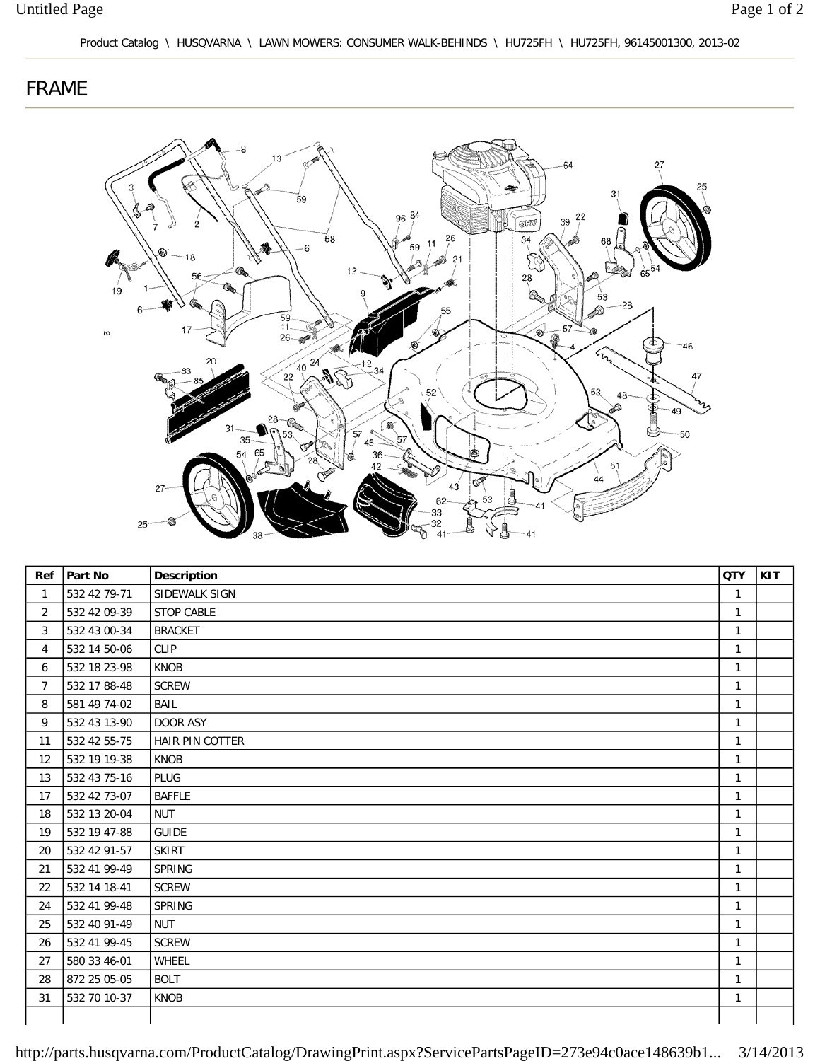Product Catalog \ HUSQVARNA \ LAWN MOWERS: CONSUMER WALK-BEHINDS \ HU725FH \ HU725FH, 96145001300, 2013-02

# FRAME

| Ref | Part No | Description | QTY | KIT |
|---|---|---|---|---|
| 1 | 532 42 79-71 | SIDEWALK SIGN | 1 | |
| 2 | 532 42 09-39 | STOP CABLE | 1 | |
| 3 | 532 43 00-34 | BRACKET | 1 | |
| 4 | 532 14 50-06 | CLIP | 1 | |
| 6 | 532 18 23-98 | KNOB | 1 | |
| 7 | 532 17 88-48 | SCREW | 1 | |
| 8 | 581 49 74-02 | BAIL | 1 | |
| 9 | 532 43 13-90 | DOOR ASY | 1 | |
| 11 | 532 42 55-75 | HAIR PIN COTTER | 1 | |
| 12 | 532 19 19-38 | KNOB | 1 | |
| 13 | 532 43 75-16 | PLUG | 1 | |
| 17 | 532 42 73-07 | BAFFLE | 1 | |
| 18 | 532 13 20-04 | NUT | 1 | |
| 19 | 532 19 47-88 | GUIDE | 1 | |
| 20 | 532 42 91-57 | SKIRT | 1 | |
| 21 | 532 41 99-49 | SPRING | 1 | |
| 22 | 532 14 18-41 | SCREW | 1 | |
| 24 | 532 41 99-48 | SPRING | 1 | |
| 25 | 532 40 91-49 | NUT | 1 | |
| 26 | 532 41 99-45 | SCREW | 1 | |
| 27 | 580 33 46-01 | WHEEL | 1 | |
| 28 | 872 25 05-05 | BOLT | 1 | |
| 31 | 532 70 10-37 | KNOB | 1 | |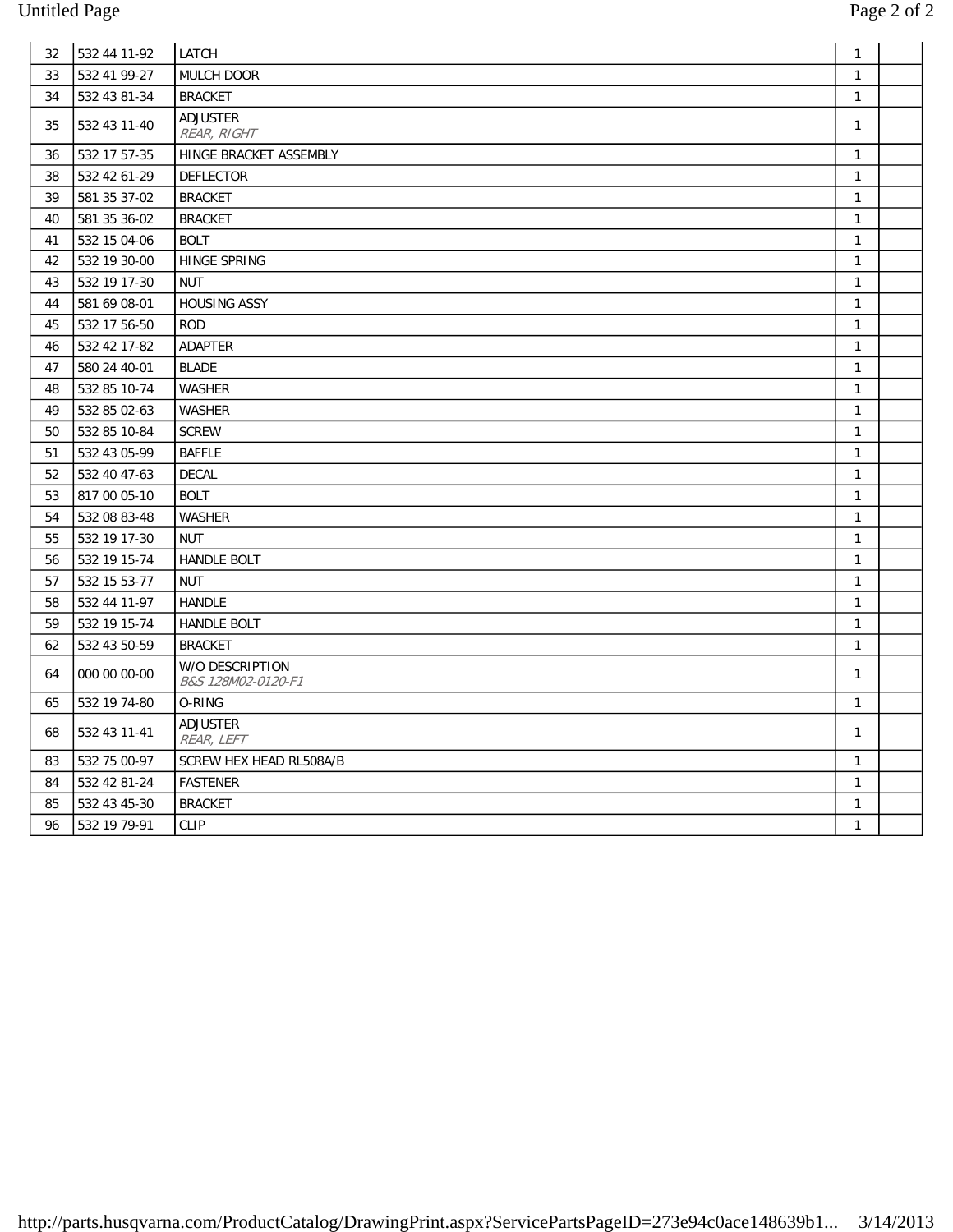| | | | | |
|---|---|---|---|---|
| 32 | 532 44 11-92 | LATCH | 1 | |
| 33 | 532 41 99-27 | MULCH DOOR | 1 | |
| 34 | 532 43 81-34 | BRACKET | 1 | |
| 35 | 532 43 11-40 | ADJUSTER *REAR, RIGHT* | 1 | |
| 36 | 532 17 57-35 | HINGE BRACKET ASSEMBLY | 1 | |
| 38 | 532 42 61-29 | DEFLECTOR | 1 | |
| 39 | 581 35 37-02 | BRACKET | 1 | |
| 40 | 581 35 36-02 | BRACKET | 1 | |
| 41 | 532 15 04-06 | BOLT | 1 | |
| 42 | 532 19 30-00 | HINGE SPRING | 1 | |
| 43 | 532 19 17-30 | NUT | 1 | |
| 44 | 581 69 08-01 | HOUSING ASSY | 1 | |
| 45 | 532 17 56-50 | ROD | 1 | |
| 46 | 532 42 17-82 | ADAPTER | 1 | |
| 47 | 580 24 40-01 | BLADE | 1 | |
| 48 | 532 85 10-74 | WASHER | 1 | |
| 49 | 532 85 02-63 | WASHER | 1 | |
| 50 | 532 85 10-84 | SCREW | 1 | |
| 51 | 532 43 05-99 | BAFFLE | 1 | |
| 52 | 532 40 47-63 | DECAL | 1 | |
| 53 | 817 00 05-10 | BOLT | 1 | |
| 54 | 532 08 83-48 | WASHER | 1 | |
| 55 | 532 19 17-30 | NUT | 1 | |
| 56 | 532 19 15-74 | HANDLE BOLT | 1 | |
| 57 | 532 15 53-77 | NUT | 1 | |
| 58 | 532 44 11-97 | HANDLE | 1 | |
| 59 | 532 19 15-74 | HANDLE BOLT | 1 | |
| 62 | 532 43 50-59 | BRACKET | 1 | |
| 64 | 000 00 00-00 | W/O DESCRIPTION *B&S 128M02-0120-F1* | 1 | |
| 65 | 532 19 74-80 | O-RING | 1 | |
| 68 | 532 43 11-41 | ADJUSTER *REAR, LEFT* | 1 | |
| 83 | 532 75 00-97 | SCREW HEX HEAD RL508A/B | 1 | |
| 84 | 532 42 81-24 | FASTENER | 1 | |
| 85 | 532 43 45-30 | BRACKET | 1 | |
| 96 | 532 19 79-91 | CLIP | 1 | |